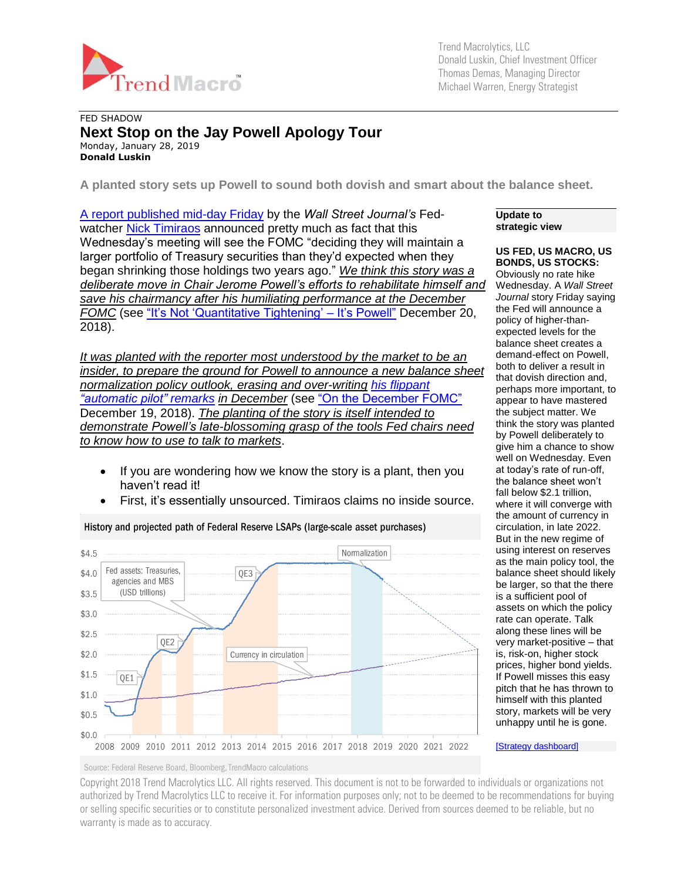Trend Macrolytics, LLC
Donald Luskin, Chief Investment Officer
Thomas Demas, Managing Director
Michael Warren, Energy Strategist

FED SHADOW

# Next Stop on the Jay Powell Apology Tour

Monday, January 28, 2019

**Donald Luskin**

**A planted story sets up Powell to sound both dovish and smart about the balance sheet.**

A report published mid-day Friday by the *Wall Street Journal's* Fed-watcher Nick Timiraos announced pretty much as fact that this Wednesday's meeting will see the FOMC "deciding they will maintain a larger portfolio of Treasury securities than they'd expected when they began shrinking those holdings two years ago." *We think this story was a deliberate move in Chair Jerome Powell's efforts to rehabilitate himself and save his chairmanship after his humiliating performance at the December FOMC* (see "It's Not 'Quantitative Tightening' – It's Powell" December 20, 2018).

*It was planted with the reporter most understood by the market to be an insider, to prepare the ground for Powell to announce a new balance sheet normalization policy outlook, erasing and over-writing his flippant "automatic pilot" remarks in December* (see "On the December FOMC" December 19, 2018). *The planting of the story is itself intended to demonstrate Powell's late-blossoming grasp of the tools Fed chairs need to know how to use to talk to markets*.

- If you are wondering how we know the story is a plant, then you haven't read it!
- First, it's essentially unsourced. Timiraos claims no inside source.

History and projected path of Federal Reserve LSAPs (large-scale asset purchases)

Source: Federal Reserve Board, Bloomberg, TrendMacro calculations

**Update to strategic view**

**US FED, US MACRO, US BONDS, US STOCKS:** Obviously no rate hike Wednesday. A *Wall Street Journal* story Friday saying the Fed will announce a policy of higher-than-expected levels for the balance sheet creates a demand-effect on Powell, both to deliver a result in that dovish direction and, perhaps more important, to appear to have mastered the subject matter. We think the story was planted by Powell deliberately to give him a chance to show well on Wednesday. Even at today's rate of run-off, the balance sheet won't fall below $2.1 trillion, where it will converge with the amount of currency in circulation, in late 2022. But in the new regime of using interest on reserves as the main policy tool, the balance sheet should likely be larger, so that the there is a sufficient pool of assets on which the policy rate can operate. Talk along these lines will be very market-positive – that is, risk-on, higher stock prices, higher bond yields. If Powell misses this easy pitch that he has thrown to himself with this planted story, markets will be very unhappy until he is gone.

[Strategy dashboard]

Copyright 2018 Trend Macrolytics LLC. All rights reserved. This document is not to be forwarded to individuals or organizations not authorized by Trend Macrolytics LLC to receive it. For information purposes only; not to be deemed to be recommendations for buying or selling specific securities or to constitute personalized investment advice. Derived from sources deemed to be reliable, but no warranty is made as to accuracy.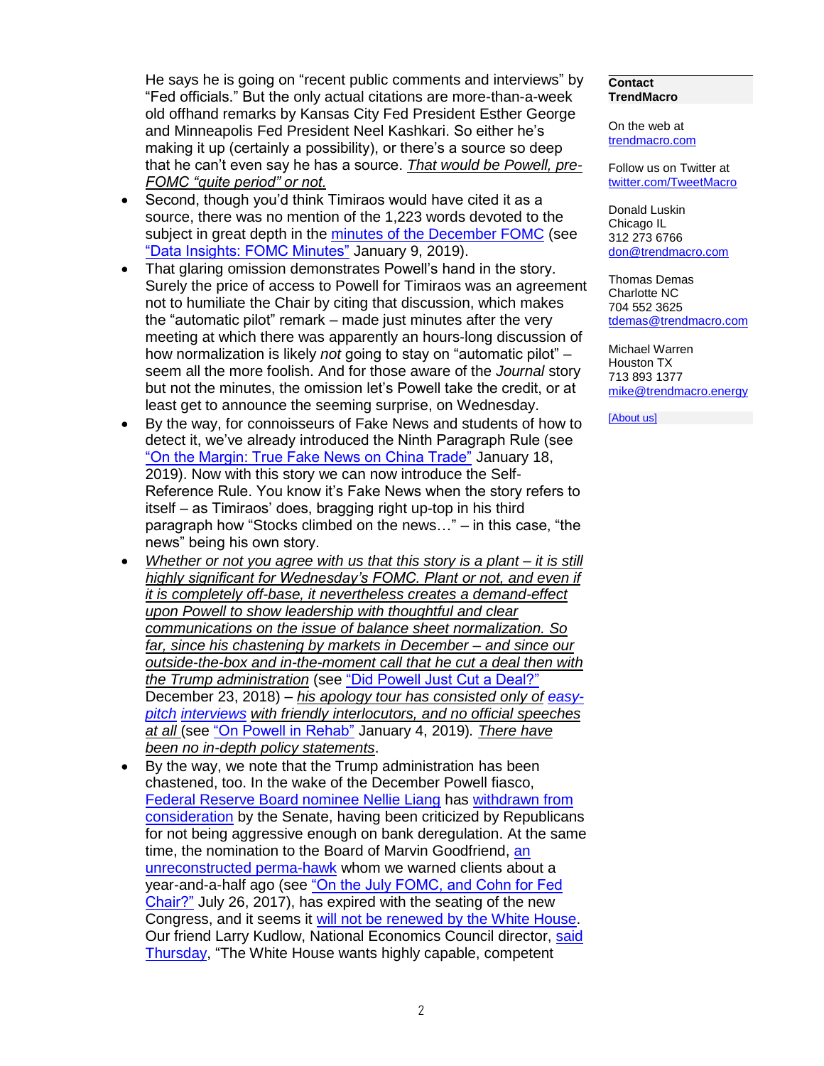He says he is going on "recent public comments and interviews" by "Fed officials." But the only actual citations are more-than-a-week old offhand remarks by Kansas City Fed President Esther George and Minneapolis Fed President Neel Kashkari. So either he's making it up (certainly a possibility), or there's a source so deep that he can't even say he has a source. _That would be Powell, pre-FOMC "quite period" or not._

- Second, though you'd think Timiraos would have cited it as a source, there was no mention of the 1,223 words devoted to the subject in great depth in the minutes of the December FOMC (see "Data Insights: FOMC Minutes" January 9, 2019).
- That glaring omission demonstrates Powell's hand in the story. Surely the price of access to Powell for Timiraos was an agreement not to humiliate the Chair by citing that discussion, which makes the "automatic pilot" remark – made just minutes after the very meeting at which there was apparently an hours-long discussion of how normalization is likely *not* going to stay on "automatic pilot" – seem all the more foolish. And for those aware of the *Journal* story but not the minutes, the omission let's Powell take the credit, or at least get to announce the seeming surprise, on Wednesday.
- By the way, for connoisseurs of Fake News and students of how to detect it, we've already introduced the Ninth Paragraph Rule (see "On the Margin: True Fake News on China Trade" January 18, 2019). Now with this story we can now introduce the Self-Reference Rule. You know it's Fake News when the story refers to itself – as Timiraos' does, bragging right up-top in his third paragraph how "Stocks climbed on the news…" – in this case, "the news" being his own story.
- _Whether or not you agree with us that this story is a plant – it is still highly significant for Wednesday's FOMC. Plant or not, and even if it is completely off-base, it nevertheless creates a demand-effect upon Powell to show leadership with thoughtful and clear communications on the issue of balance sheet normalization. So far, since his chastening by markets in December – and since our outside-the-box and in-the-moment call that he cut a deal then with the Trump administration_ (see "Did Powell Just Cut a Deal?" December 23, 2018) – _his apology tour has consisted only of easy-pitch interviews with friendly interlocutors, and no official speeches at all_ (see "On Powell in Rehab" January 4, 2019). _There have been no in-depth policy statements_.
- By the way, we note that the Trump administration has been chastened, too. In the wake of the December Powell fiasco, Federal Reserve Board nominee Nellie Liang has withdrawn from consideration by the Senate, having been criticized by Republicans for not being aggressive enough on bank deregulation. At the same time, the nomination to the Board of Marvin Goodfriend, an unreconstructed perma-hawk whom we warned clients about a year-and-a-half ago (see "On the July FOMC, and Cohn for Fed Chair?" July 26, 2017), has expired with the seating of the new Congress, and it seems it will not be renewed by the White House. Our friend Larry Kudlow, National Economics Council director, said Thursday, "The White House wants highly capable, competent

**Contact TrendMacro**

On the web at trendmacro.com

Follow us on Twitter at twitter.com/TweetMacro

Donald Luskin
Chicago IL
312 273 6766
don@trendmacro.com

Thomas Demas
Charlotte NC
704 552 3625
tdemas@trendmacro.com

Michael Warren
Houston TX
713 893 1377
mike@trendmacro.energy

[About us]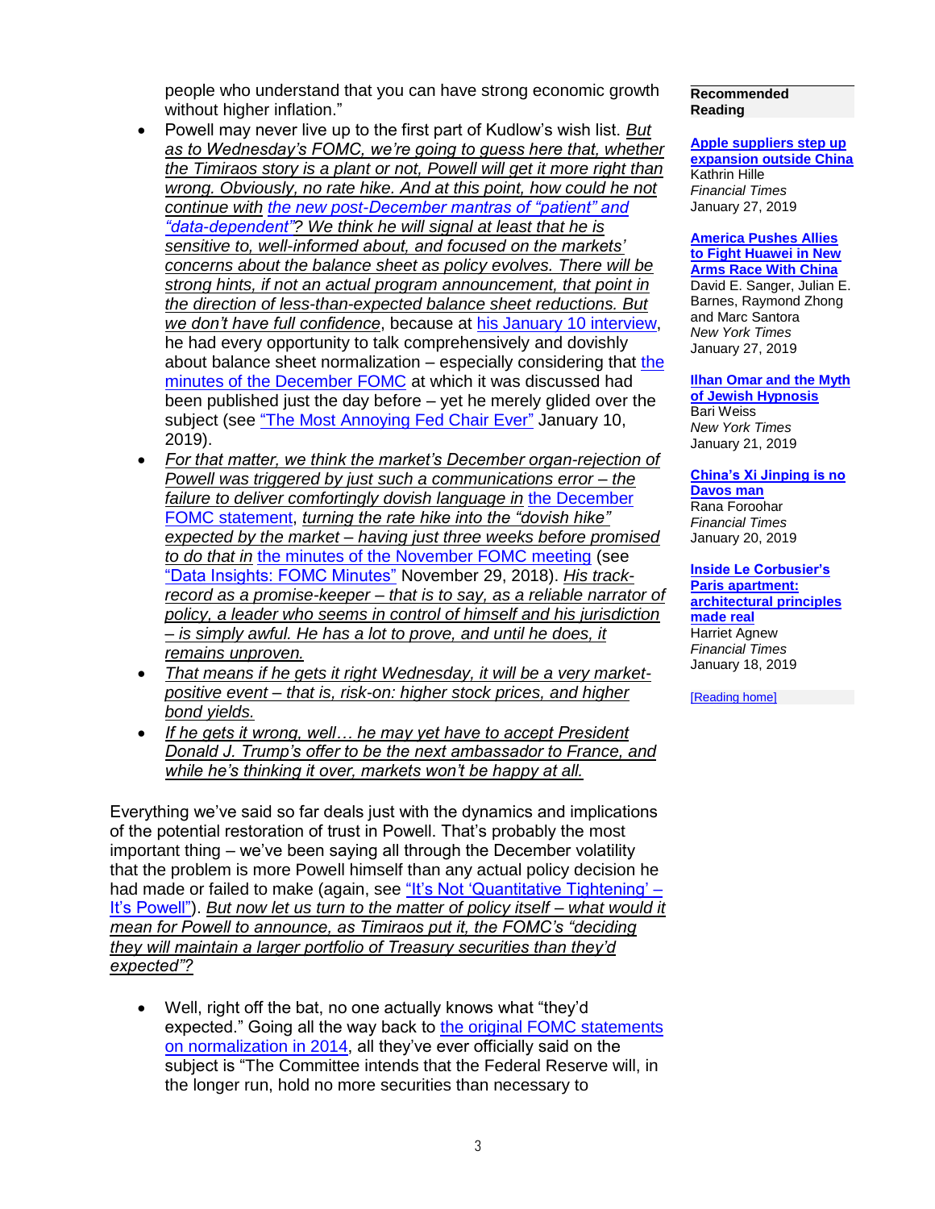people who understand that you can have strong economic growth without higher inflation."

- Powell may never live up to the first part of Kudlow's wish list. *But as to Wednesday's FOMC, we're going to guess here that, whether the Timiraos story is a plant or not, Powell will get it more right than wrong. Obviously, no rate hike. And at this point, how could he not continue with the new post-December mantras of "patient" and "data-dependent"? We think he will signal at least that he is sensitive to, well-informed about, and focused on the markets' concerns about the balance sheet as policy evolves. There will be strong hints, if not an actual program announcement, that point in the direction of less-than-expected balance sheet reductions. But we don't have full confidence*, because at his January 10 interview, he had every opportunity to talk comprehensively and dovishly about balance sheet normalization – especially considering that the minutes of the December FOMC at which it was discussed had been published just the day before – yet he merely glided over the subject (see "The Most Annoying Fed Chair Ever" January 10, 2019).
- *For that matter, we think the market's December organ-rejection of Powell was triggered by just such a communications error – the failure to deliver comfortingly dovish language in* the December FOMC statement, *turning the rate hike into the "dovish hike" expected by the market – having just three weeks before promised to do that in* the minutes of the November FOMC meeting (see "Data Insights: FOMC Minutes" November 29, 2018). *His track-record as a promise-keeper – that is to say, as a reliable narrator of policy, a leader who seems in control of himself and his jurisdiction – is simply awful. He has a lot to prove, and until he does, it remains unproven.*
- *That means if he gets it right Wednesday, it will be a very market-positive event – that is, risk-on: higher stock prices, and higher bond yields.*
- *If he gets it wrong, well… he may yet have to accept President Donald J. Trump's offer to be the next ambassador to France, and while he's thinking it over, markets won't be happy at all.*

Everything we've said so far deals just with the dynamics and implications of the potential restoration of trust in Powell. That's probably the most important thing – we've been saying all through the December volatility that the problem is more Powell himself than any actual policy decision he had made or failed to make (again, see "It's Not 'Quantitative Tightening' – It's Powell"). *But now let us turn to the matter of policy itself – what would it mean for Powell to announce, as Timiraos put it, the FOMC's "deciding they will maintain a larger portfolio of Treasury securities than they'd expected"?*

- Well, right off the bat, no one actually knows what "they'd expected." Going all the way back to the original FOMC statements on normalization in 2014, all they've ever officially said on the subject is "The Committee intends that the Federal Reserve will, in the longer run, hold no more securities than necessary to

**Recommended Reading**

**Apple suppliers step up expansion outside China**
Kathrin Hille
*Financial Times*
January 27, 2019

**America Pushes Allies to Fight Huawei in New Arms Race With China**
David E. Sanger, Julian E. Barnes, Raymond Zhong and Marc Santora
*New York Times*
January 27, 2019

**Ilhan Omar and the Myth of Jewish Hypnosis**
Bari Weiss
*New York Times*
January 21, 2019

**China's Xi Jinping is no Davos man**
Rana Foroohar
*Financial Times*
January 20, 2019

**Inside Le Corbusier's Paris apartment: architectural principles made real**
Harriet Agnew
*Financial Times*
January 18, 2019

[Reading home]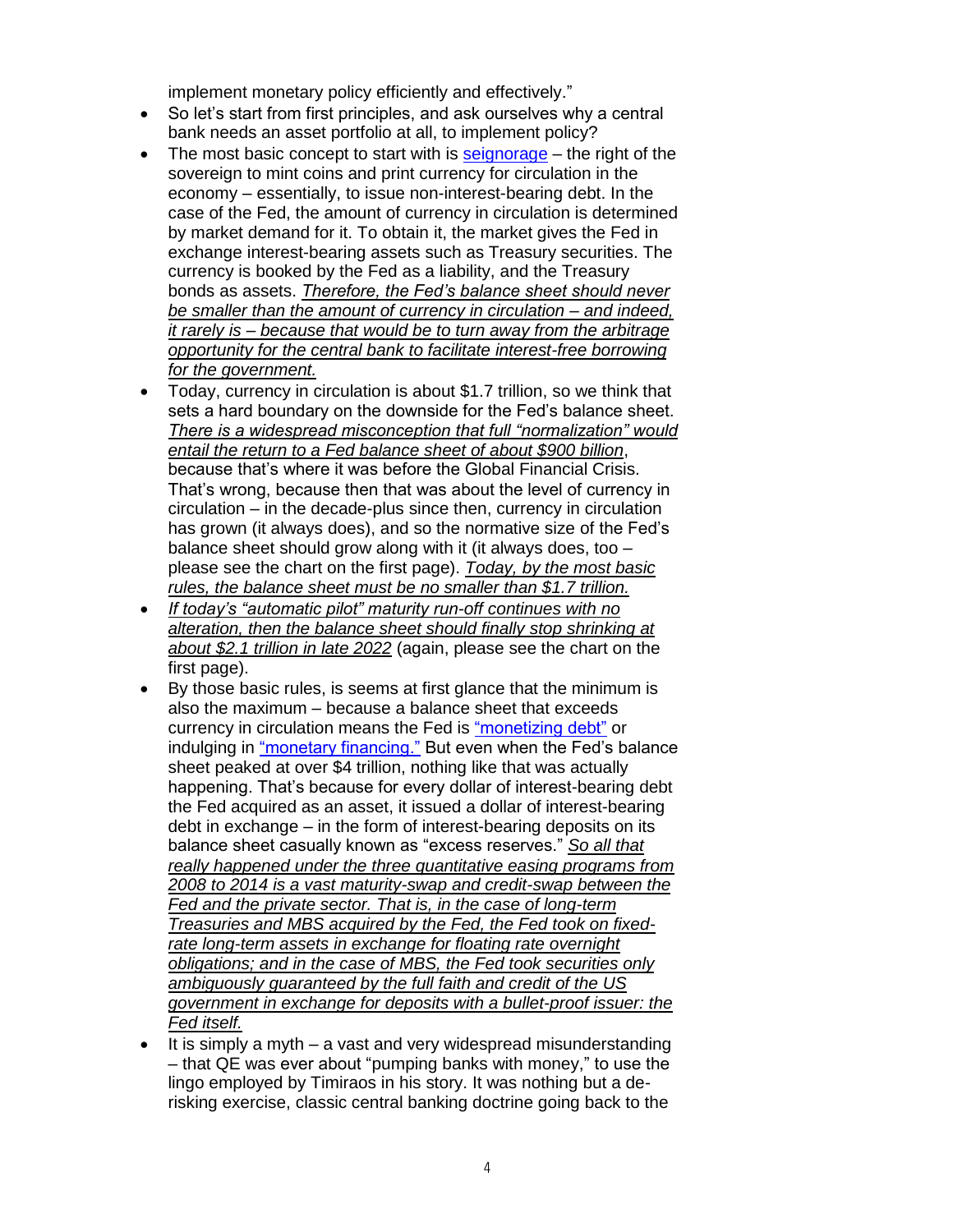implement monetary policy efficiently and effectively."

- So let's start from first principles, and ask ourselves why a central bank needs an asset portfolio at all, to implement policy?
- The most basic concept to start with is seignorage – the right of the sovereign to mint coins and print currency for circulation in the economy – essentially, to issue non-interest-bearing debt. In the case of the Fed, the amount of currency in circulation is determined by market demand for it. To obtain it, the market gives the Fed in exchange interest-bearing assets such as Treasury securities. The currency is booked by the Fed as a liability, and the Treasury bonds as assets. ***Therefore, the Fed's balance sheet should never be smaller than the amount of currency in circulation – and indeed, it rarely is – because that would be to turn away from the arbitrage opportunity for the central bank to facilitate interest-free borrowing for the government.***
- Today, currency in circulation is about $1.7 trillion, so we think that sets a hard boundary on the downside for the Fed's balance sheet. ***There is a widespread misconception that full "normalization" would entail the return to a Fed balance sheet of about $900 billion***, because that's where it was before the Global Financial Crisis. That's wrong, because then that was about the level of currency in circulation – in the decade-plus since then, currency in circulation has grown (it always does), and so the normative size of the Fed's balance sheet should grow along with it (it always does, too – please see the chart on the first page). ***Today, by the most basic rules, the balance sheet must be no smaller than $1.7 trillion.***
- ***If today's "automatic pilot" maturity run-off continues with no alteration, then the balance sheet should finally stop shrinking at about $2.1 trillion in late 2022*** (again, please see the chart on the first page).
- By those basic rules, is seems at first glance that the minimum is also the maximum – because a balance sheet that exceeds currency in circulation means the Fed is "monetizing debt" or indulging in "monetary financing." But even when the Fed's balance sheet peaked at over $4 trillion, nothing like that was actually happening. That's because for every dollar of interest-bearing debt the Fed acquired as an asset, it issued a dollar of interest-bearing debt in exchange – in the form of interest-bearing deposits on its balance sheet casually known as "excess reserves." ***So all that really happened under the three quantitative easing programs from 2008 to 2014 is a vast maturity-swap and credit-swap between the Fed and the private sector. That is, in the case of long-term Treasuries and MBS acquired by the Fed, the Fed took on fixed-rate long-term assets in exchange for floating rate overnight obligations; and in the case of MBS, the Fed took securities only ambiguously guaranteed by the full faith and credit of the US government in exchange for deposits with a bullet-proof issuer: the Fed itself.***
- It is simply a myth – a vast and very widespread misunderstanding – that QE was ever about "pumping banks with money," to use the lingo employed by Timiraos in his story. It was nothing but a de-risking exercise, classic central banking doctrine going back to the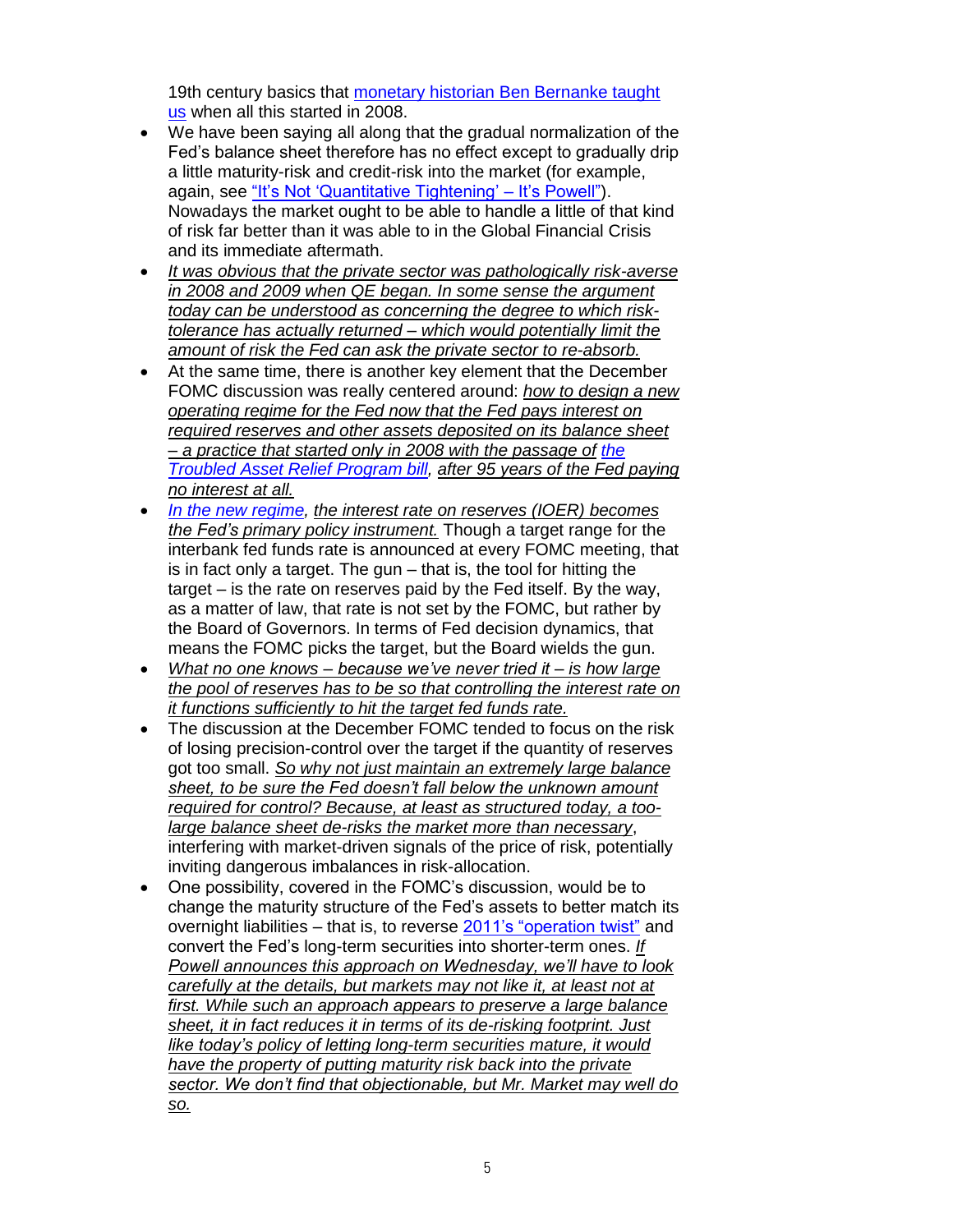19th century basics that [monetary historian Ben Bernanke taught us](#) when all this started in 2008.

- We have been saying all along that the gradual normalization of the Fed's balance sheet therefore has no effect except to gradually drip a little maturity-risk and credit-risk into the market (for example, again, see ["It's Not 'Quantitative Tightening' – It's Powell"](#)). Nowadays the market ought to be able to handle a little of that kind of risk far better than it was able to in the Global Financial Crisis and its immediate aftermath.
- *It was obvious that the private sector was pathologically risk-averse in 2008 and 2009 when QE began. In some sense the argument today can be understood as concerning the degree to which risk-tolerance has actually returned – which would potentially limit the amount of risk the Fed can ask the private sector to re-absorb.*
- At the same time, there is another key element that the December FOMC discussion was really centered around: *how to design a new operating regime for the Fed now that the Fed pays interest on required reserves and other assets deposited on its balance sheet – a practice that started only in 2008 with the passage of [the Troubled Asset Relief Program bill](#), after 95 years of the Fed paying no interest at all.*
- *[In the new regime](#), the interest rate on reserves (IOER) becomes the Fed's primary policy instrument.* Though a target range for the interbank fed funds rate is announced at every FOMC meeting, that is in fact only a target. The gun – that is, the tool for hitting the target – is the rate on reserves paid by the Fed itself. By the way, as a matter of law, that rate is not set by the FOMC, but rather by the Board of Governors. In terms of Fed decision dynamics, that means the FOMC picks the target, but the Board wields the gun.
- *What no one knows – because we've never tried it – is how large the pool of reserves has to be so that controlling the interest rate on it functions sufficiently to hit the target fed funds rate.*
- The discussion at the December FOMC tended to focus on the risk of losing precision-control over the target if the quantity of reserves got too small. *So why not just maintain an extremely large balance sheet, to be sure the Fed doesn't fall below the unknown amount required for control? Because, at least as structured today, a too-large balance sheet de-risks the market more than necessary*, interfering with market-driven signals of the price of risk, potentially inviting dangerous imbalances in risk-allocation.
- One possibility, covered in the FOMC's discussion, would be to change the maturity structure of the Fed's assets to better match its overnight liabilities – that is, to reverse [2011's "operation twist"](#) and convert the Fed's long-term securities into shorter-term ones. *If Powell announces this approach on Wednesday, we'll have to look carefully at the details, but markets may not like it, at least not at first. While such an approach appears to preserve a large balance sheet, it in fact reduces it in terms of its de-risking footprint. Just like today's policy of letting long-term securities mature, it would have the property of putting maturity risk back into the private sector. We don't find that objectionable, but Mr. Market may well do so.*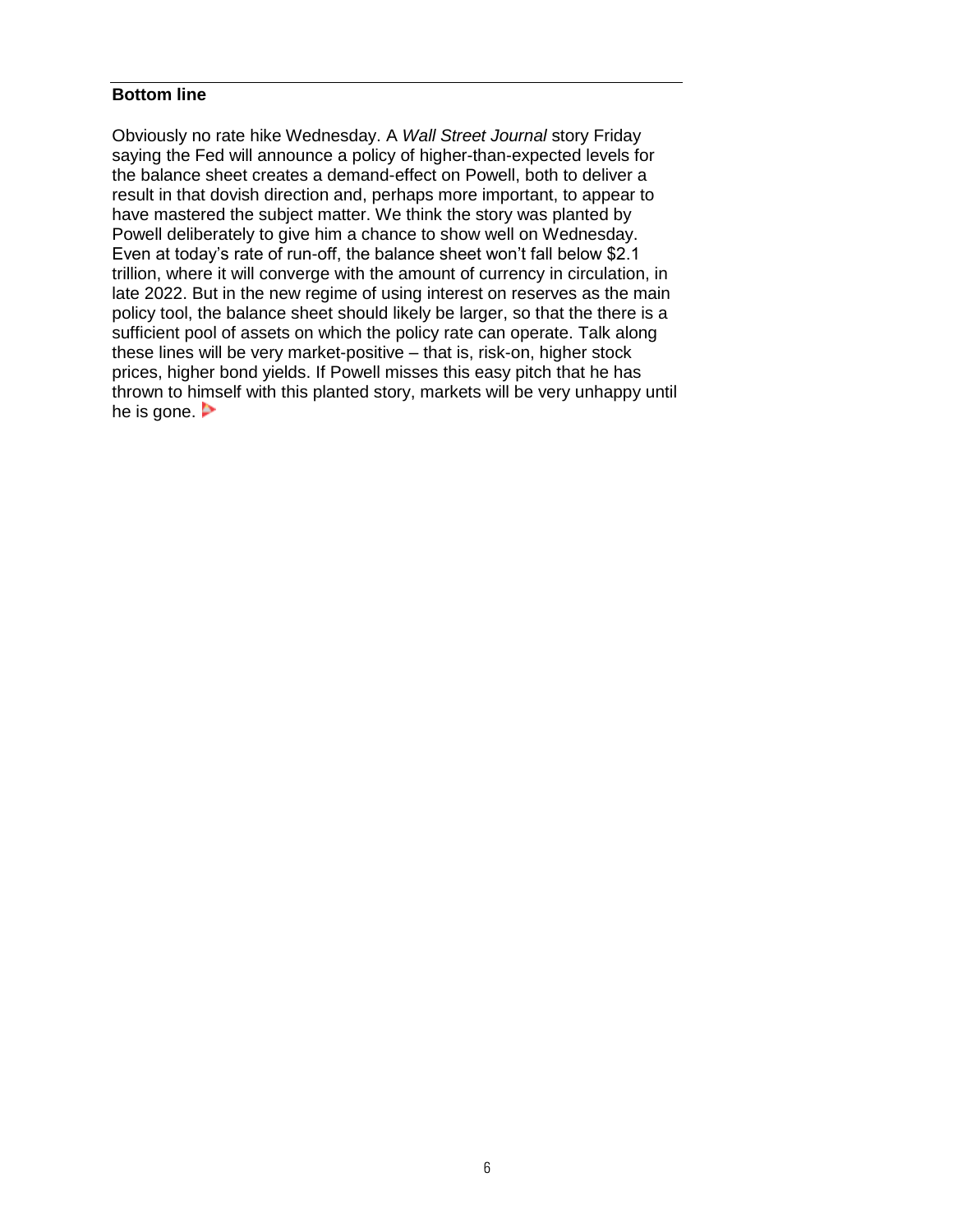## Bottom line

Obviously no rate hike Wednesday. A *Wall Street Journal* story Friday saying the Fed will announce a policy of higher-than-expected levels for the balance sheet creates a demand-effect on Powell, both to deliver a result in that dovish direction and, perhaps more important, to appear to have mastered the subject matter. We think the story was planted by Powell deliberately to give him a chance to show well on Wednesday. Even at today's rate of run-off, the balance sheet won't fall below $2.1 trillion, where it will converge with the amount of currency in circulation, in late 2022. But in the new regime of using interest on reserves as the main policy tool, the balance sheet should likely be larger, so that the there is a sufficient pool of assets on which the policy rate can operate. Talk along these lines will be very market-positive – that is, risk-on, higher stock prices, higher bond yields. If Powell misses this easy pitch that he has thrown to himself with this planted story, markets will be very unhappy until he is gone.